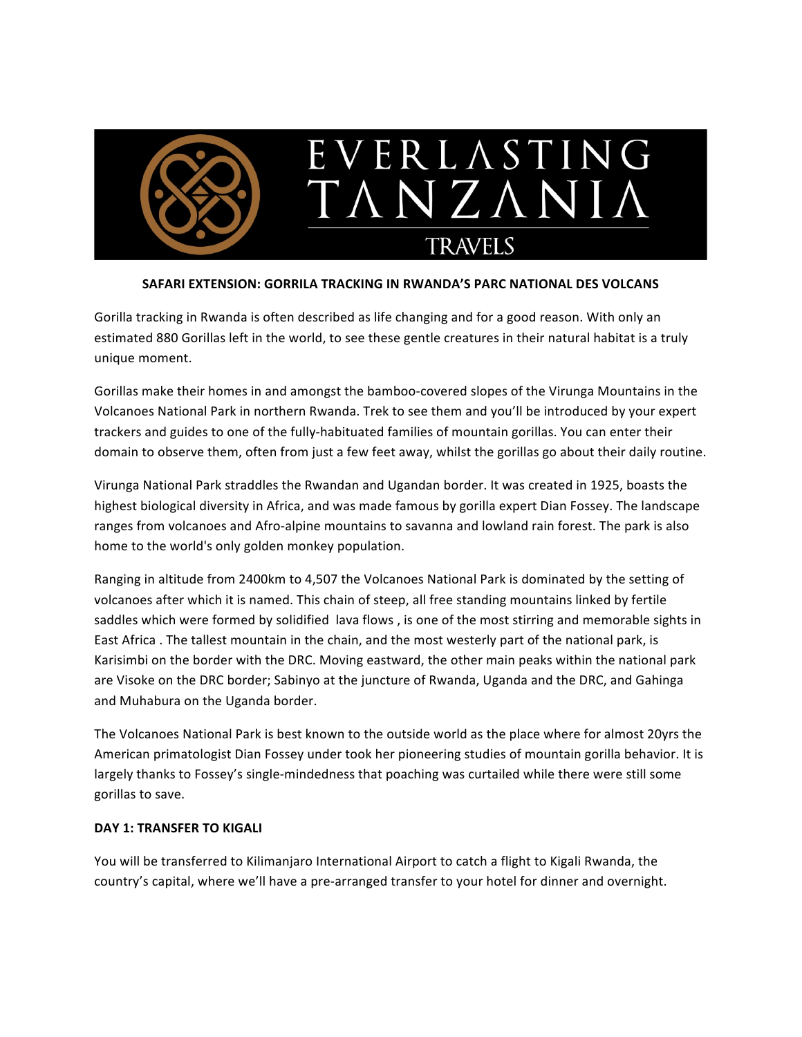# EVERLASTING TANZANIA TRAVELS

## SAFARI EXTENSION: GORRILA TRACKING IN RWANDA'S PARC NATIONAL DES VOLCANS

Gorilla tracking in Rwanda is often described as life changing and for a good reason. With only an estimated 880 Gorillas left in the world, to see these gentle creatures in their natural habitat is a truly unique moment.

Gorillas make their homes in and amongst the bamboo-covered slopes of the Virunga Mountains in the Volcanoes National Park in northern Rwanda. Trek to see them and you'll be introduced by your expert trackers and guides to one of the fully-habituated families of mountain gorillas. You can enter their domain to observe them, often from just a few feet away, whilst the gorillas go about their daily routine.

Virunga National Park straddles the Rwandan and Ugandan border. It was created in 1925, boasts the highest biological diversity in Africa, and was made famous by gorilla expert Dian Fossey. The landscape ranges from volcanoes and Afro-alpine mountains to savanna and lowland rain forest. The park is also home to the world's only golden monkey population.

Ranging in altitude from 2400km to 4,507 the Volcanoes National Park is dominated by the setting of volcanoes after which it is named. This chain of steep, all free standing mountains linked by fertile saddles which were formed by solidified lava flows , is one of the most stirring and memorable sights in East Africa . The tallest mountain in the chain, and the most westerly part of the national park, is Karisimbi on the border with the DRC. Moving eastward, the other main peaks within the national park are Visoke on the DRC border; Sabinyo at the juncture of Rwanda, Uganda and the DRC, and Gahinga and Muhabura on the Uganda border.

The Volcanoes National Park is best known to the outside world as the place where for almost 20yrs the American primatologist Dian Fossey under took her pioneering studies of mountain gorilla behavior. It is largely thanks to Fossey's single-mindedness that poaching was curtailed while there were still some gorillas to save.

### DAY 1: TRANSFER TO KIGALI

You will be transferred to Kilimanjaro International Airport to catch a flight to Kigali Rwanda, the country's capital, where we'll have a pre-arranged transfer to your hotel for dinner and overnight.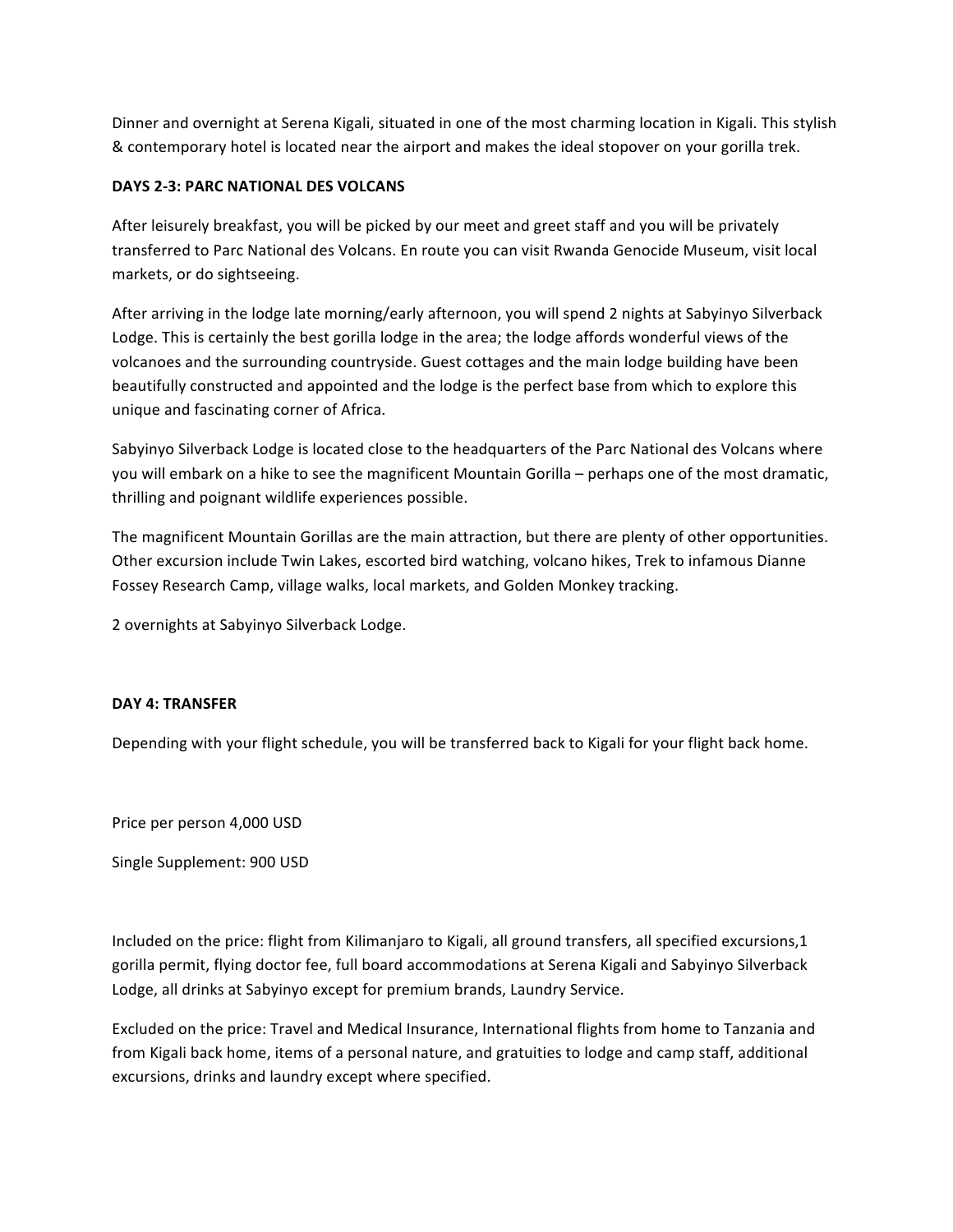Dinner and overnight at Serena Kigali, situated in one of the most charming location in Kigali. This stylish & contemporary hotel is located near the airport and makes the ideal stopover on your gorilla trek.

**DAYS 2-3: PARC NATIONAL DES VOLCANS**

After leisurely breakfast, you will be picked by our meet and greet staff and you will be privately transferred to Parc National des Volcans. En route you can visit Rwanda Genocide Museum, visit local markets, or do sightseeing.

After arriving in the lodge late morning/early afternoon, you will spend 2 nights at Sabyinyo Silverback Lodge. This is certainly the best gorilla lodge in the area; the lodge affords wonderful views of the volcanoes and the surrounding countryside. Guest cottages and the main lodge building have been beautifully constructed and appointed and the lodge is the perfect base from which to explore this unique and fascinating corner of Africa.

Sabyinyo Silverback Lodge is located close to the headquarters of the Parc National des Volcans where you will embark on a hike to see the magnificent Mountain Gorilla – perhaps one of the most dramatic, thrilling and poignant wildlife experiences possible.

The magnificent Mountain Gorillas are the main attraction, but there are plenty of other opportunities. Other excursion include Twin Lakes, escorted bird watching, volcano hikes, Trek to infamous Dianne Fossey Research Camp, village walks, local markets, and Golden Monkey tracking.

2 overnights at Sabyinyo Silverback Lodge.

**DAY 4: TRANSFER**

Depending with your flight schedule, you will be transferred back to Kigali for your flight back home.

Price per person 4,000 USD

Single Supplement: 900 USD

Included on the price: flight from Kilimanjaro to Kigali, all ground transfers, all specified excursions,1 gorilla permit, flying doctor fee, full board accommodations at Serena Kigali and Sabyinyo Silverback Lodge, all drinks at Sabyinyo except for premium brands, Laundry Service.

Excluded on the price: Travel and Medical Insurance, International flights from home to Tanzania and from Kigali back home, items of a personal nature, and gratuities to lodge and camp staff, additional excursions, drinks and laundry except where specified.